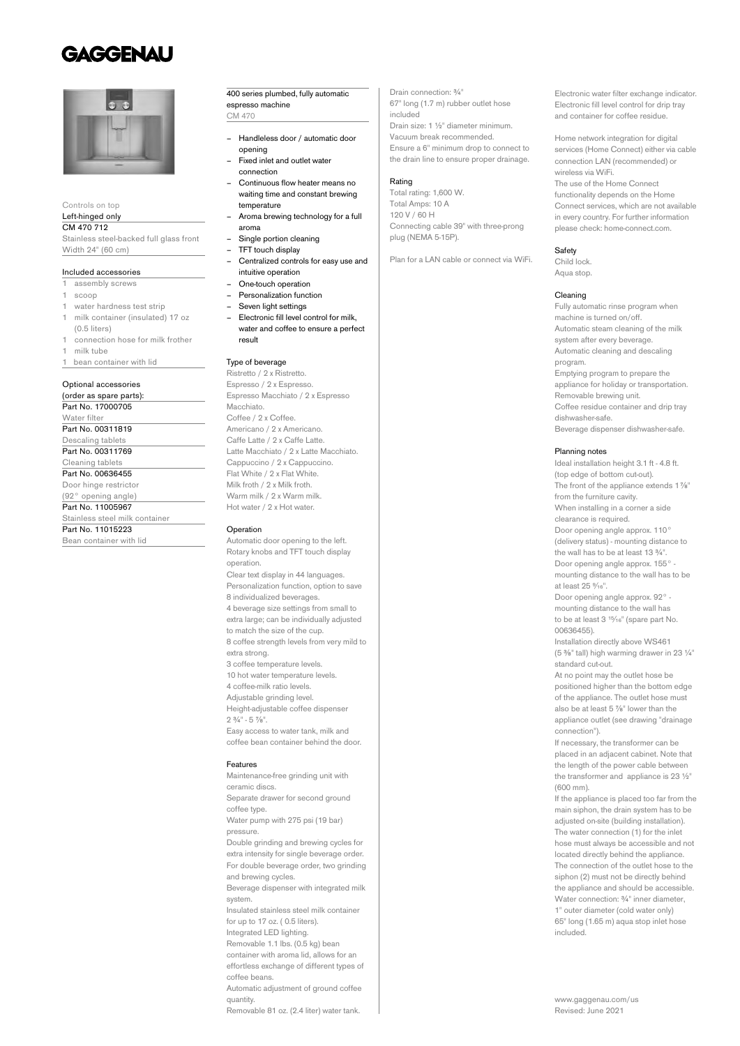# GAGGENAU

Controls on top

Left-hinged only

CM 470 712

Stainless steel-backed full glass front

Width 24" (60 cm)

## Included accessories

- 1 assembly screws
- 1 scoop
- 1 water hardness test strip
- 1 milk container (insulated) 17 oz (0.5 liters)
- 1 connection hose for milk frother
- 1 milk tube
- 1 bean container with lid

## Optional accessories

(order as spare parts):

Part No. 17000705
Water filter

Part No. 00311819
Descaling tablets

Part No. 00311769
Cleaning tablets

Part No. 00636455
Door hinge restrictor (92° opening angle)

Part No. 11005967
Stainless steel milk container

Part No. 11015223
Bean container with lid

## 400 series plumbed, fully automatic espresso machine

CM 470

- Handleless door / automatic door opening
- Fixed inlet and outlet water connection
- Continuous flow heater means no waiting time and constant brewing temperature
- Aroma brewing technology for a full aroma
- Single portion cleaning
- TFT touch display
- Centralized controls for easy use and intuitive operation
- One-touch operation
- Personalization function
- Seven light settings
- Electronic fill level control for milk, water and coffee to ensure a perfect result

### Type of beverage

Ristretto / 2 x Ristretto.
Espresso / 2 x Espresso.
Espresso Macchiato / 2 x Espresso Macchiato.
Coffee / 2 x Coffee.
Americano / 2 x Americano.
Caffe Latte / 2 x Caffe Latte.
Latte Macchiato / 2 x Latte Macchiato.
Cappuccino / 2 x Cappuccino.
Flat White / 2 x Flat White.
Milk froth / 2 x Milk froth.
Warm milk / 2 x Warm milk.
Hot water / 2 x Hot water.

### Operation

Automatic door opening to the left.
Rotary knobs and TFT touch display operation.
Clear text display in 44 languages.
Personalization function, option to save 8 individualized beverages.
4 beverage size settings from small to extra large; can be individually adjusted to match the size of the cup.
8 coffee strength levels from very mild to extra strong.
3 coffee temperature levels.
10 hot water temperature levels.
4 coffee-milk ratio levels.
Adjustable grinding level.
Height-adjustable coffee dispenser 2 ¾" - 5 ⅞".
Easy access to water tank, milk and coffee bean container behind the door.

### Features

Maintenance-free grinding unit with ceramic discs.
Separate drawer for second ground coffee type.
Water pump with 275 psi (19 bar) pressure.
Double grinding and brewing cycles for extra intensity for single beverage order. For double beverage order, two grinding and brewing cycles.
Beverage dispenser with integrated milk system.
Insulated stainless steel milk container for up to 17 oz. ( 0.5 liters).
Integrated LED lighting.
Removable 1.1 lbs. (0.5 kg) bean container with aroma lid, allows for an effortless exchange of different types of coffee beans.
Automatic adjustment of ground coffee quantity.
Removable 81 oz. (2.4 liter) water tank.
Drain connection: ¾"
67" long (1.7 m) rubber outlet hose included
Drain size: 1 ½" diameter minimum.
Vacuum break recommended.
Ensure a 6" minimum drop to connect to the drain line to ensure proper drainage.

### Rating

Total rating: 1,600 W.
Total Amps: 10 A
120 V / 60 H
Connecting cable 39" with three-prong plug (NEMA 5-15P).

Plan for a LAN cable or connect via WiFi.

Electronic water filter exchange indicator.
Electronic fill level control for drip tray and container for coffee residue.

Home network integration for digital services (Home Connect) either via cable connection LAN (recommended) or wireless via WiFi.
The use of the Home Connect functionality depends on the Home Connect services, which are not available in every country. For further information please check: home-connect.com.

### Safety

Child lock.
Aqua stop.

### Cleaning

Fully automatic rinse program when machine is turned on/off.
Automatic steam cleaning of the milk system after every beverage.
Automatic cleaning and descaling program.
Emptying program to prepare the appliance for holiday or transportation.
Removable brewing unit.
Coffee residue container and drip tray dishwasher-safe.
Beverage dispenser dishwasher-safe.

### Planning notes

Ideal installation height 3.1 ft - 4.8 ft. (top edge of bottom cut-out).
The front of the appliance extends 1 ⅞" from the furniture cavity.
When installing in a corner a side clearance is required.
Door opening angle approx. 110° (delivery status) - mounting distance to the wall has to be at least 13 ¾".
Door opening angle approx. 155° - mounting distance to the wall has to be at least 25 ⁹⁄₁₆".
Door opening angle approx. 92° - mounting distance to the wall has to be at least 3 ¹⁵⁄₁₆" (spare part No. 00636455).
Installation directly above WS461 (5 ⅜" tall) high warming drawer in 23 ¼" standard cut-out.
At no point may the outlet hose be positioned higher than the bottom edge of the appliance. The outlet hose must also be at least 5 ⅞" lower than the appliance outlet (see drawing "drainage connection").
If necessary, the transformer can be placed in an adjacent cabinet. Note that the length of the power cable between the transformer and appliance is 23 ½" (600 mm).
If the appliance is placed too far from the main siphon, the drain system has to be adjusted on-site (building installation).
The water connection (1) for the inlet hose must always be accessible and not located directly behind the appliance.
The connection of the outlet hose to the siphon (2) must not be directly behind the appliance and should be accessible.
Water connection: ¾" inner diameter, 1" outer diameter (cold water only)
65" long (1.65 m) aqua stop inlet hose included.

www.gaggenau.com/us
Revised: June 2021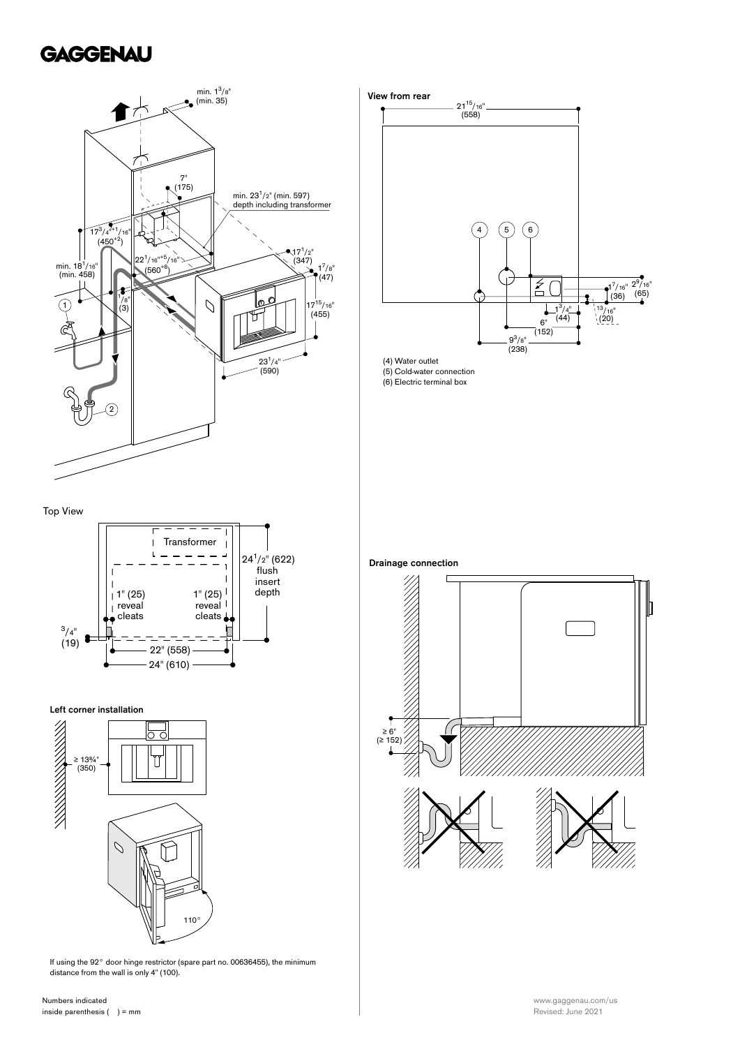GAGGENAU

min. 1 3/8" (min. 35)

7" (175)

min. 23 1/2" (min. 597) depth including transformer

17 3/4"+1/16" (450+2)

22 1/16"+5/16" (560+8)

min. 18 1/16" (min. 458)

1/8" (3)

17 1/2" (347)

1 7/8" (47)

17 15/16" (455)

23 1/4" (590)

1

2

Top View

Transformer

24 1/2" (622) flush insert depth

1" (25) reveal cleats

1" (25) reveal cleats

3/4" (19)

22" (558)

24" (610)

**Left corner installation**

≥ 13¾" (350)

110°

If using the 92° door hinge restrictor (spare part no. 00636455), the minimum distance from the wall is only 4" (100).

**View from rear**

21 15/16" (558)

4 5 6

1 7/16" (36)

2 9/16" (65)

1 3/4" (44)

13/16" (20)

6" (152)

9 3/8" (238)

(4) Water outlet
(5) Cold-water connection
(6) Electric terminal box

**Drainage connection**

≥ 6" (≥ 152)

Numbers indicated inside parenthesis ( ) = mm

www.gaggenau.com/us
Revised: June 2021